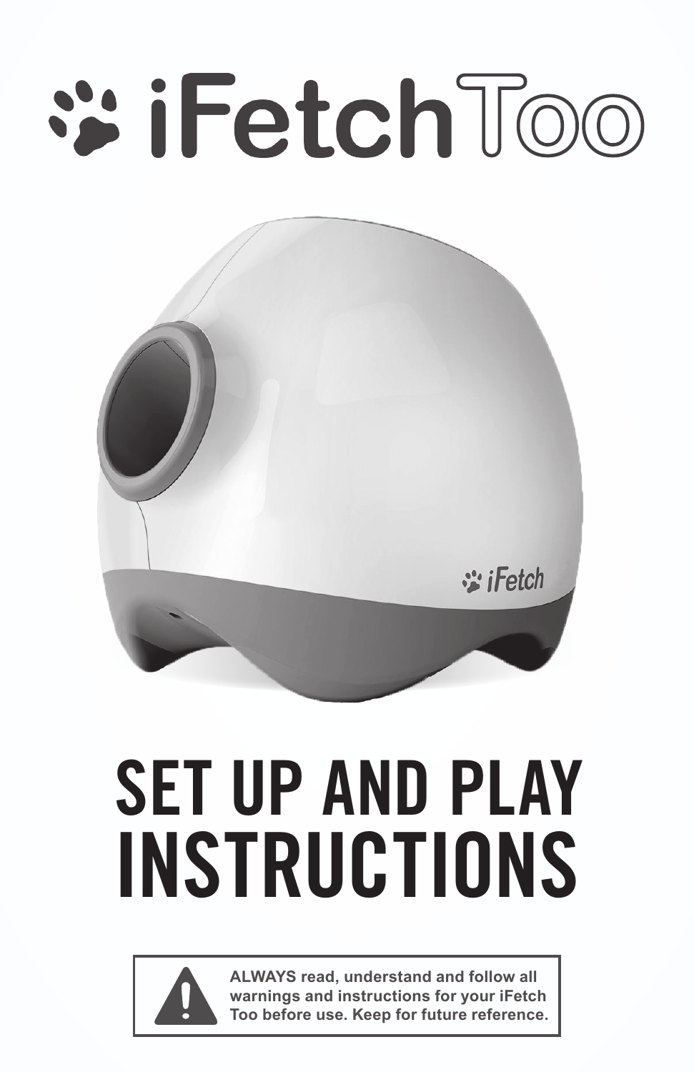# iFetch Too

# SET UP AND PLAY INSTRUCTIONS

**ALWAYS read, understand and follow all warnings and instructions for your iFetch Too before use. Keep for future reference.**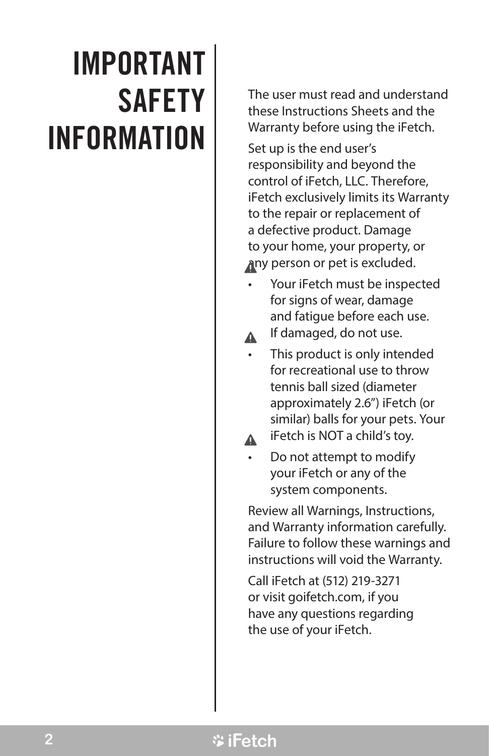# IMPORTANT SAFETY INFORMATION

The user must read and understand these Instructions Sheets and the Warranty before using the iFetch.

Set up is the end user's responsibility and beyond the control of iFetch, LLC. Therefore, iFetch exclusively limits its Warranty to the repair or replacement of a defective product. Damage to your home, your property, or any person or pet is excluded.

- ⚠ Your iFetch must be inspected for signs of wear, damage and fatigue before each use. If damaged, do not use.
- ⚠ This product is only intended for recreational use to throw tennis ball sized (diameter approximately 2.6") iFetch (or similar) balls for your pets. Your iFetch is NOT a child's toy.
- ⚠ Do not attempt to modify your iFetch or any of the system components.

Review all Warnings, Instructions, and Warranty information carefully. Failure to follow these warnings and instructions will void the Warranty.

Call iFetch at (512) 219-3271 or visit goifetch.com, if you have any questions regarding the use of your iFetch.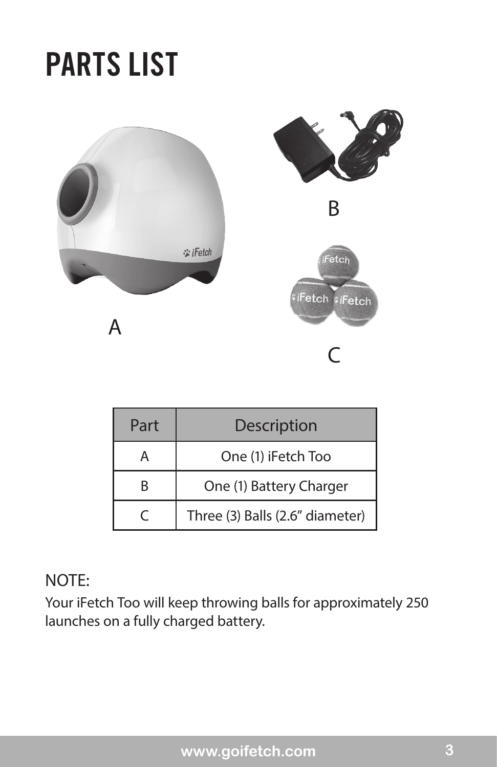# PARTS LIST

A

B

C

| Part | Description |
| --- | --- |
| A | One (1) iFetch Too |
| B | One (1) Battery Charger |
| C | Three (3) Balls (2.6” diameter) |

NOTE:

Your iFetch Too will keep throwing balls for approximately 250 launches on a fully charged battery.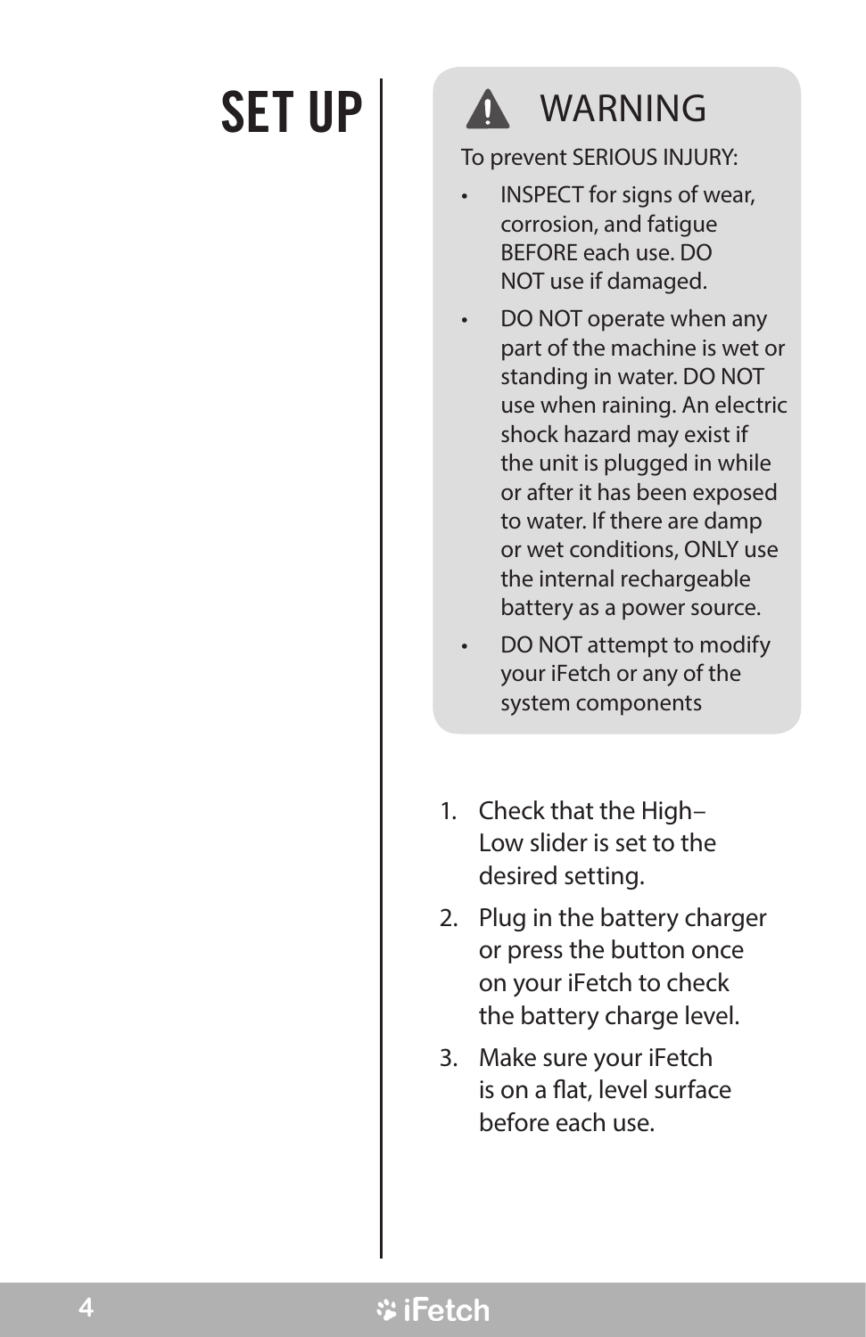# SET UP

## ⚠ WARNING

To prevent SERIOUS INJURY:

- INSPECT for signs of wear, corrosion, and fatigue BEFORE each use. DO NOT use if damaged.
- DO NOT operate when any part of the machine is wet or standing in water. DO NOT use when raining. An electric shock hazard may exist if the unit is plugged in while or after it has been exposed to water. If there are damp or wet conditions, ONLY use the internal rechargeable battery as a power source.
- DO NOT attempt to modify your iFetch or any of the system components

1. Check that the High–Low slider is set to the desired setting.
2. Plug in the battery charger or press the button once on your iFetch to check the battery charge level.
3. Make sure your iFetch is on a flat, level surface before each use.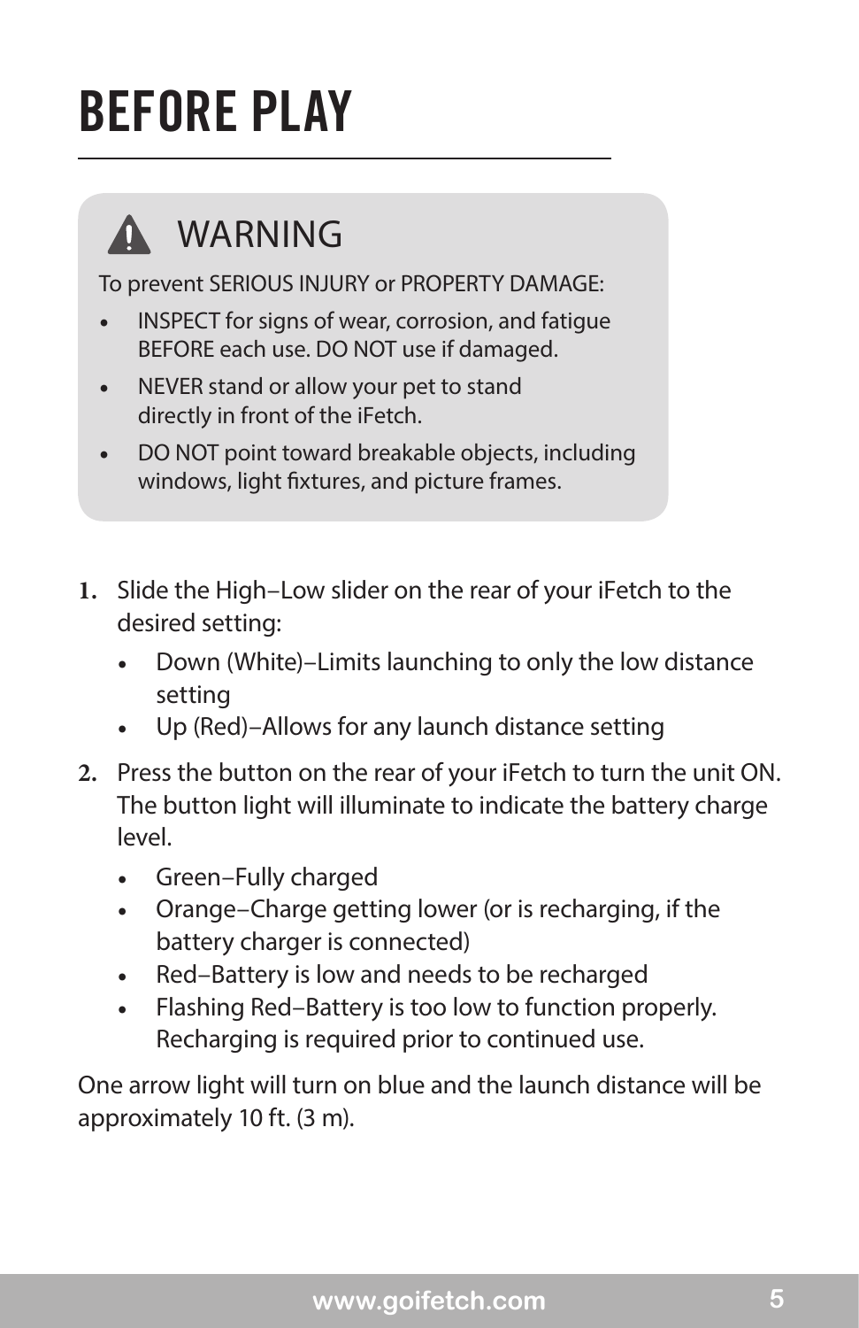# BEFORE PLAY

## ⚠ WARNING

To prevent SERIOUS INJURY or PROPERTY DAMAGE:

- INSPECT for signs of wear, corrosion, and fatigue BEFORE each use. DO NOT use if damaged.
- NEVER stand or allow your pet to stand directly in front of the iFetch.
- DO NOT point toward breakable objects, including windows, light fixtures, and picture frames.

1. Slide the High–Low slider on the rear of your iFetch to the desired setting:
   - Down (White)–Limits launching to only the low distance setting
   - Up (Red)–Allows for any launch distance setting
2. Press the button on the rear of your iFetch to turn the unit ON. The button light will illuminate to indicate the battery charge level.
   - Green–Fully charged
   - Orange–Charge getting lower (or is recharging, if the battery charger is connected)
   - Red–Battery is low and needs to be recharged
   - Flashing Red–Battery is too low to function properly. Recharging is required prior to continued use.

One arrow light will turn on blue and the launch distance will be approximately 10 ft. (3 m).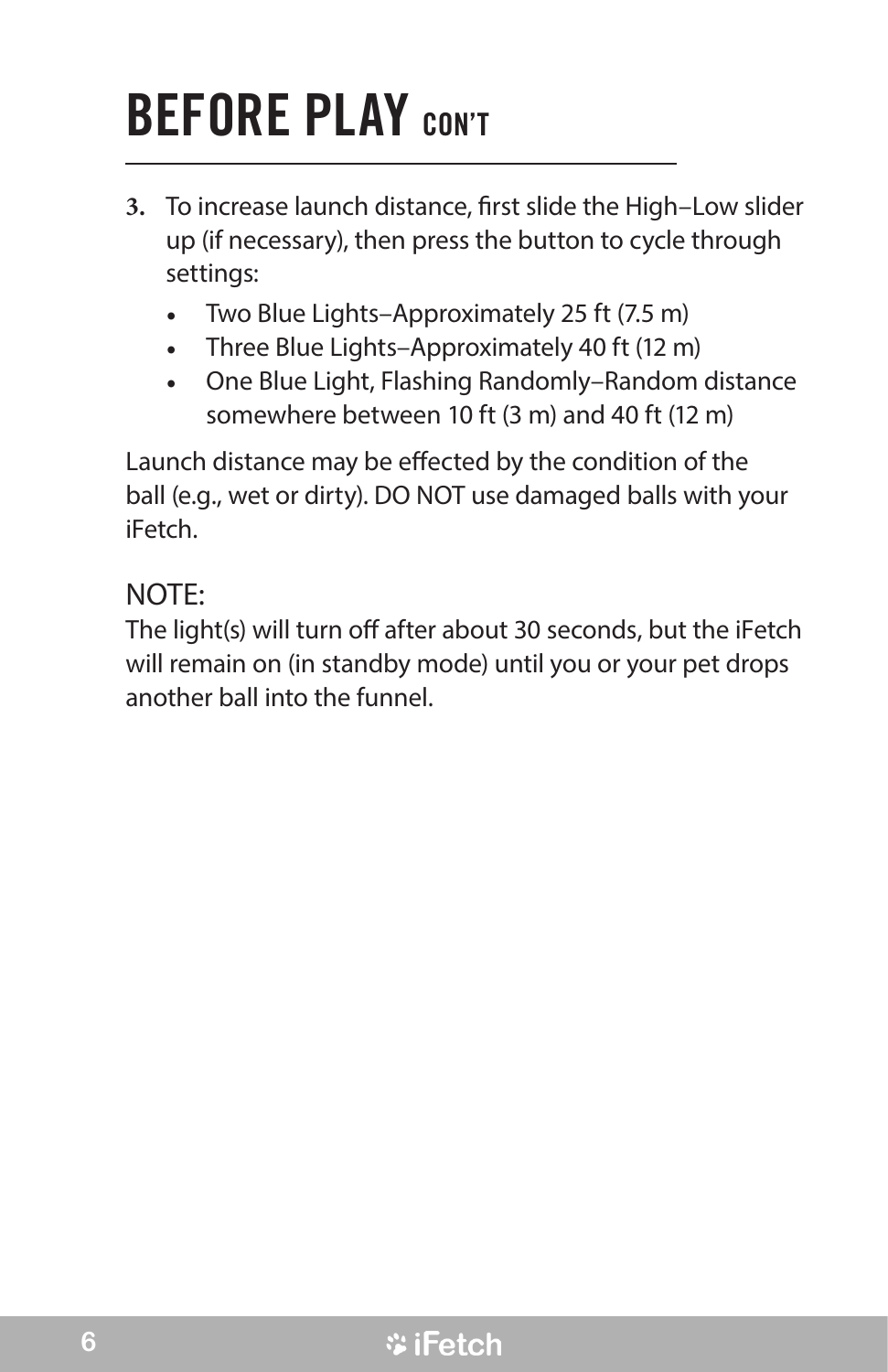# BEFORE PLAY CON'T

3. To increase launch distance, first slide the High–Low slider up (if necessary), then press the button to cycle through settings:
    - Two Blue Lights–Approximately 25 ft (7.5 m)
    - Three Blue Lights–Approximately 40 ft (12 m)
    - One Blue Light, Flashing Randomly–Random distance somewhere between 10 ft (3 m) and 40 ft (12 m)

Launch distance may be effected by the condition of the ball (e.g., wet or dirty). DO NOT use damaged balls with your iFetch.

NOTE:
The light(s) will turn off after about 30 seconds, but the iFetch will remain on (in standby mode) until you or your pet drops another ball into the funnel.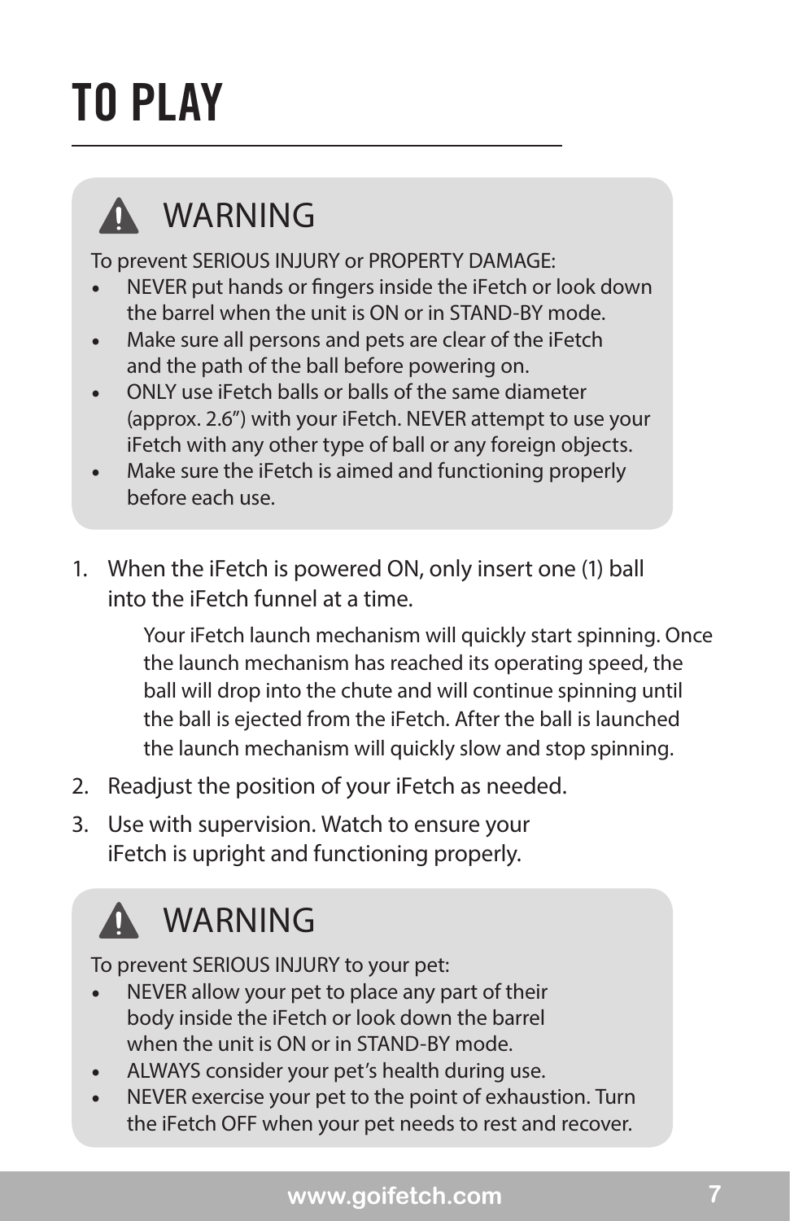# TO PLAY

## ⚠ WARNING

To prevent SERIOUS INJURY or PROPERTY DAMAGE:

- NEVER put hands or fingers inside the iFetch or look down the barrel when the unit is ON or in STAND-BY mode.
- Make sure all persons and pets are clear of the iFetch and the path of the ball before powering on.
- ONLY use iFetch balls or balls of the same diameter (approx. 2.6") with your iFetch. NEVER attempt to use your iFetch with any other type of ball or any foreign objects.
- Make sure the iFetch is aimed and functioning properly before each use.

1. When the iFetch is powered ON, only insert one (1) ball into the iFetch funnel at a time.

   Your iFetch launch mechanism will quickly start spinning. Once the launch mechanism has reached its operating speed, the ball will drop into the chute and will continue spinning until the ball is ejected from the iFetch. After the ball is launched the launch mechanism will quickly slow and stop spinning.

2. Readjust the position of your iFetch as needed.
3. Use with supervision. Watch to ensure your iFetch is upright and functioning properly.

## ⚠ WARNING

To prevent SERIOUS INJURY to your pet:

- NEVER allow your pet to place any part of their body inside the iFetch or look down the barrel when the unit is ON or in STAND-BY mode.
- ALWAYS consider your pet's health during use.
- NEVER exercise your pet to the point of exhaustion. Turn the iFetch OFF when your pet needs to rest and recover.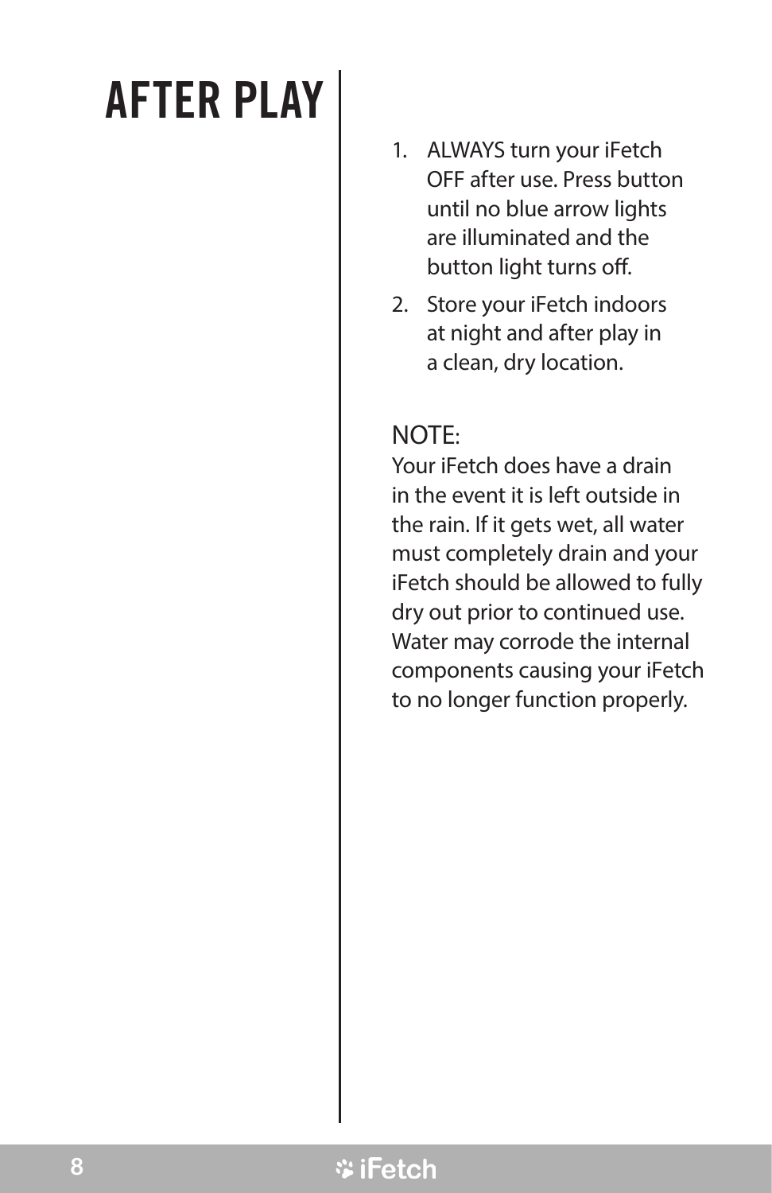# AFTER PLAY

1. ALWAYS turn your iFetch OFF after use. Press button until no blue arrow lights are illuminated and the button light turns off.
2. Store your iFetch indoors at night and after play in a clean, dry location.

NOTE:

Your iFetch does have a drain in the event it is left outside in the rain. If it gets wet, all water must completely drain and your iFetch should be allowed to fully dry out prior to continued use. Water may corrode the internal components causing your iFetch to no longer function properly.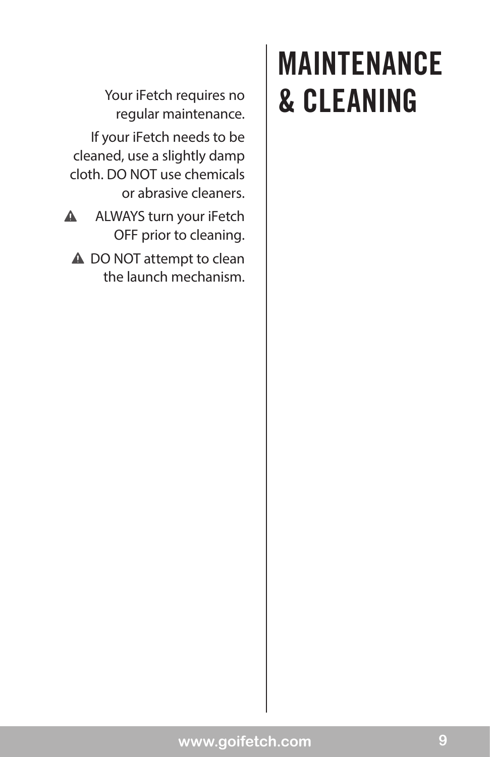# MAINTENANCE & CLEANING

Your iFetch requires no regular maintenance.

If your iFetch needs to be cleaned, use a slightly damp cloth. DO NOT use chemicals or abrasive cleaners.

⚠ ALWAYS turn your iFetch OFF prior to cleaning.

⚠ DO NOT attempt to clean the launch mechanism.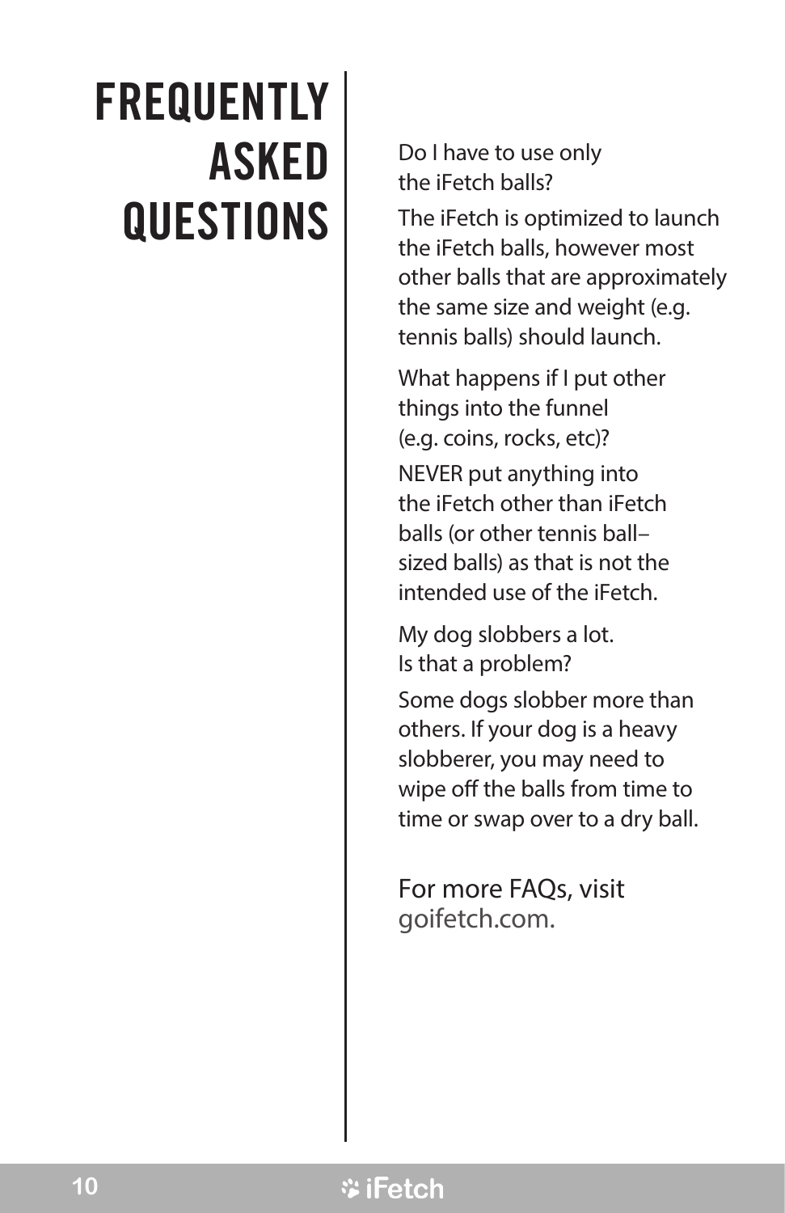# FREQUENTLY ASKED QUESTIONS

**Do I have to use only the iFetch balls?**

The iFetch is optimized to launch the iFetch balls, however most other balls that are approximately the same size and weight (e.g. tennis balls) should launch.

**What happens if I put other things into the funnel (e.g. coins, rocks, etc)?**

NEVER put anything into the iFetch other than iFetch balls (or other tennis ball–sized balls) as that is not the intended use of the iFetch.

**My dog slobbers a lot. Is that a problem?**

Some dogs slobber more than others. If your dog is a heavy slobberer, you may need to wipe off the balls from time to time or swap over to a dry ball.

For more FAQs, visit goifetch.com.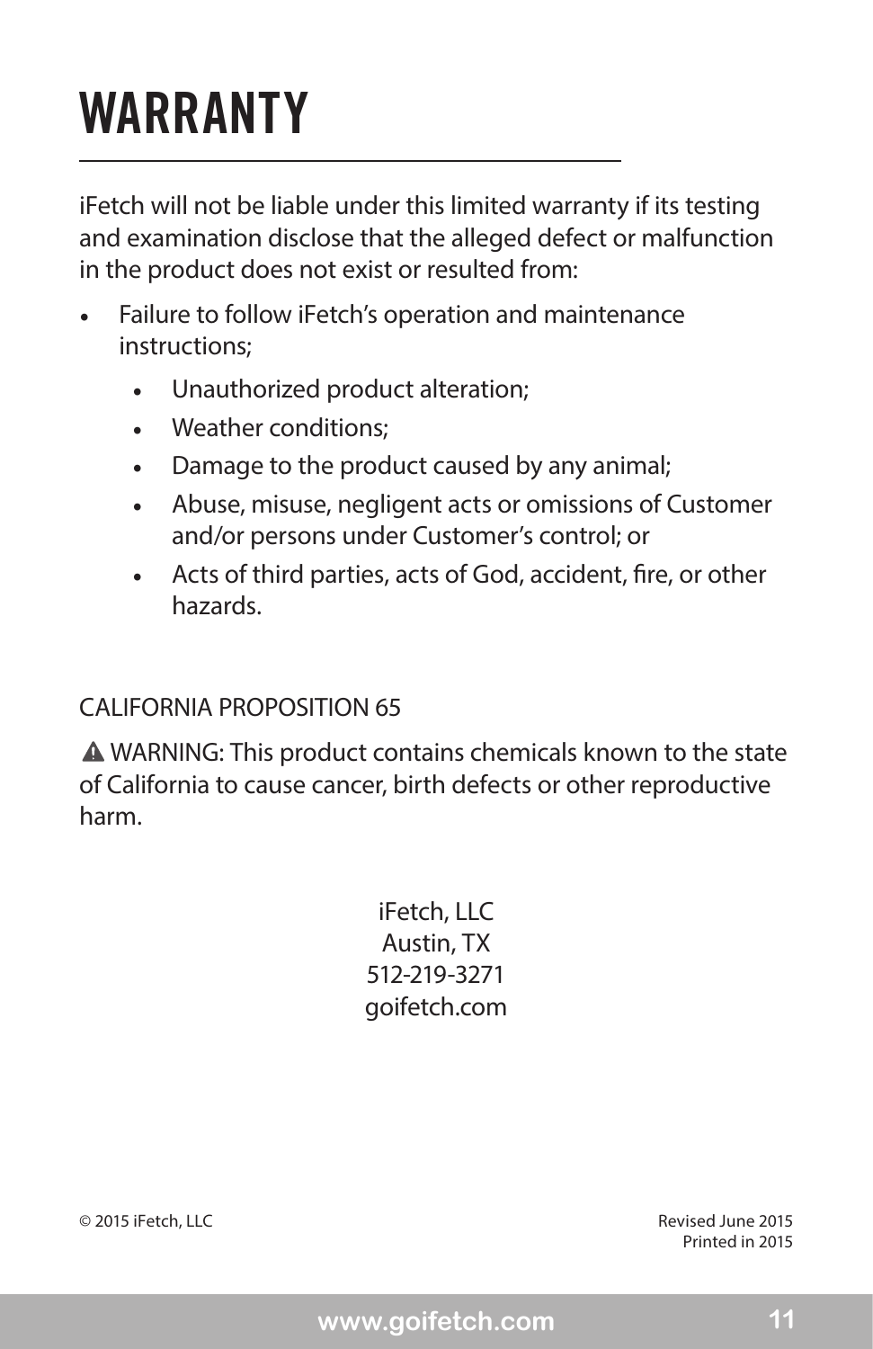# WARRANTY

iFetch will not be liable under this limited warranty if its testing and examination disclose that the alleged defect or malfunction in the product does not exist or resulted from:

- Failure to follow iFetch's operation and maintenance instructions;
    - Unauthorized product alteration;
    - Weather conditions;
    - Damage to the product caused by any animal;
    - Abuse, misuse, negligent acts or omissions of Customer and/or persons under Customer's control; or
    - Acts of third parties, acts of God, accident, fire, or other hazards.

CALIFORNIA PROPOSITION 65

⚠ WARNING: This product contains chemicals known to the state of California to cause cancer, birth defects or other reproductive harm.

iFetch, LLC
Austin, TX
512-219-3271
goifetch.com

© 2015 iFetch, LLC

Revised June 2015
Printed in 2015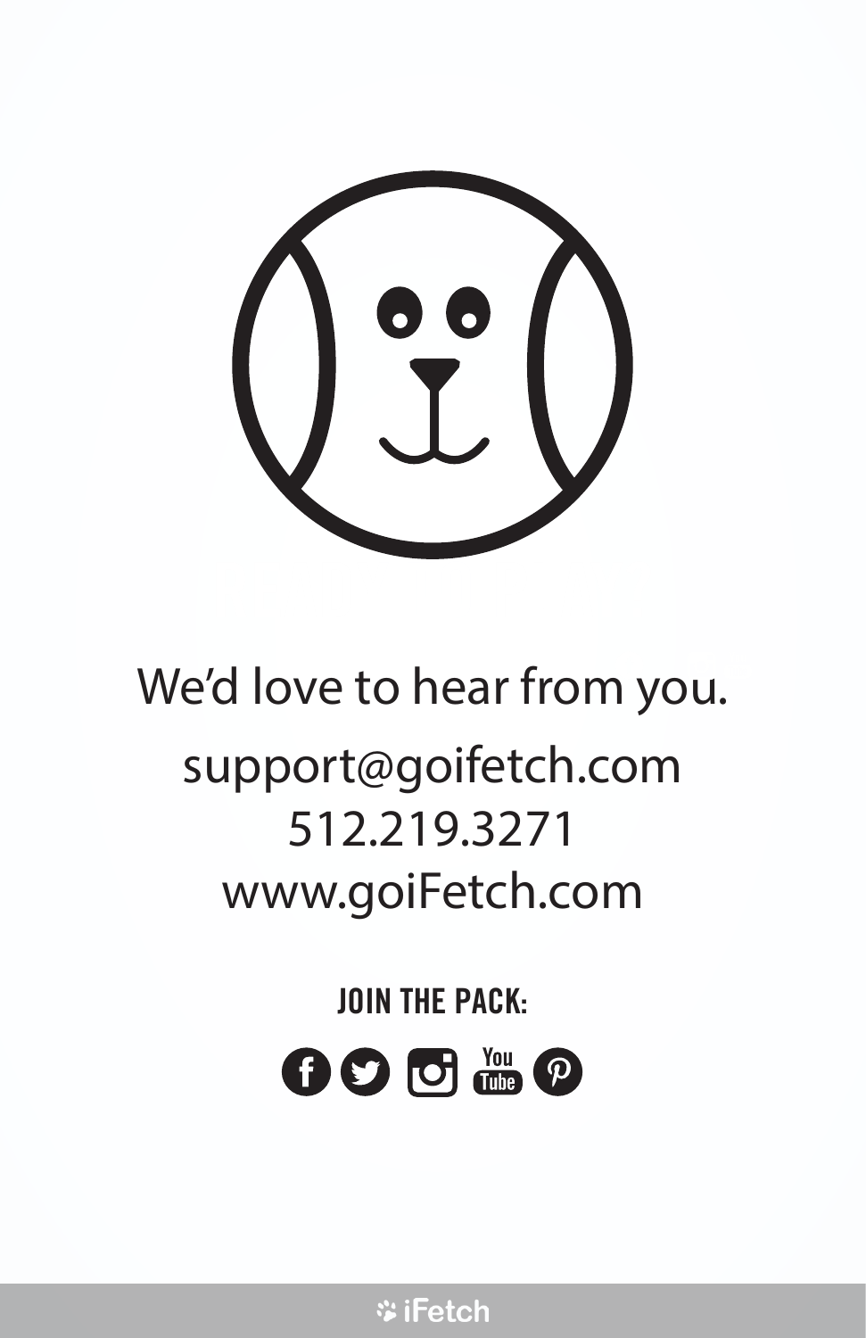We'd love to hear from you.

support@goifetch.com
512.219.3271
www.goiFetch.com

**JOIN THE PACK:**

iFetch